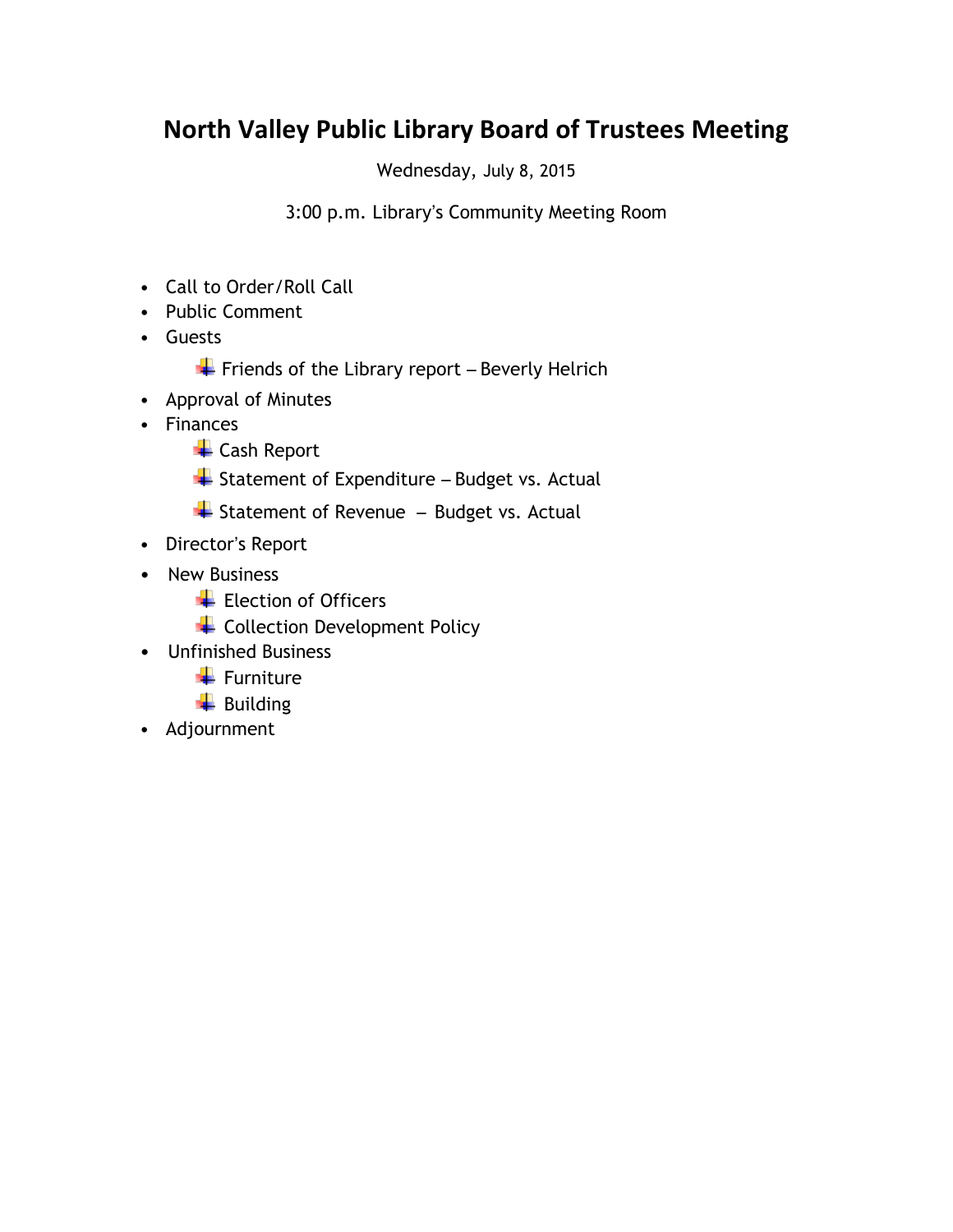# North Valley Public Library Board of Trustees Meeting

Wednesday, July 8, 2015

3:00 p.m. Library's Community Meeting Room

- Call to Order/Roll Call
- Public Comment
- Guests
  - Friends of the Library report – Beverly Helrich
- Approval of Minutes
- Finances
  - Cash Report
  - Statement of Expenditure – Budget vs. Actual
  - Statement of Revenue – Budget vs. Actual
- Director's Report
- New Business
  - Election of Officers
  - Collection Development Policy
- Unfinished Business
  - Furniture
  - Building
- Adjournment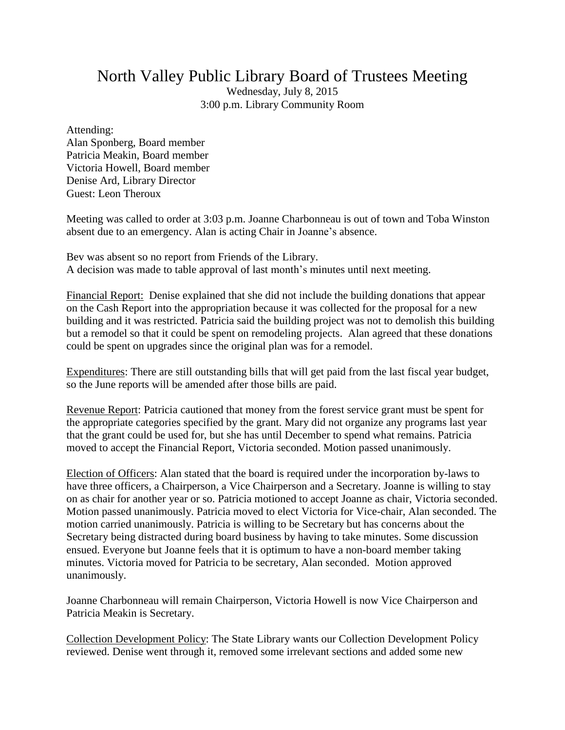# North Valley Public Library Board of Trustees Meeting

Wednesday, July 8, 2015
3:00 p.m. Library Community Room

Attending:
Alan Sponberg, Board member
Patricia Meakin, Board member
Victoria Howell, Board member
Denise Ard, Library Director
Guest: Leon Theroux

Meeting was called to order at 3:03 p.m. Joanne Charbonneau is out of town and Toba Winston absent due to an emergency. Alan is acting Chair in Joanne's absence.

Bev was absent so no report from Friends of the Library.
A decision was made to table approval of last month's minutes until next meeting.

Financial Report: Denise explained that she did not include the building donations that appear on the Cash Report into the appropriation because it was collected for the proposal for a new building and it was restricted. Patricia said the building project was not to demolish this building but a remodel so that it could be spent on remodeling projects. Alan agreed that these donations could be spent on upgrades since the original plan was for a remodel.

Expenditures: There are still outstanding bills that will get paid from the last fiscal year budget, so the June reports will be amended after those bills are paid.

Revenue Report: Patricia cautioned that money from the forest service grant must be spent for the appropriate categories specified by the grant. Mary did not organize any programs last year that the grant could be used for, but she has until December to spend what remains. Patricia moved to accept the Financial Report, Victoria seconded. Motion passed unanimously.

Election of Officers: Alan stated that the board is required under the incorporation by-laws to have three officers, a Chairperson, a Vice Chairperson and a Secretary. Joanne is willing to stay on as chair for another year or so. Patricia motioned to accept Joanne as chair, Victoria seconded. Motion passed unanimously. Patricia moved to elect Victoria for Vice-chair, Alan seconded. The motion carried unanimously. Patricia is willing to be Secretary but has concerns about the Secretary being distracted during board business by having to take minutes. Some discussion ensued. Everyone but Joanne feels that it is optimum to have a non-board member taking minutes. Victoria moved for Patricia to be secretary, Alan seconded. Motion approved unanimously.

Joanne Charbonneau will remain Chairperson, Victoria Howell is now Vice Chairperson and Patricia Meakin is Secretary.

Collection Development Policy: The State Library wants our Collection Development Policy reviewed. Denise went through it, removed some irrelevant sections and added some new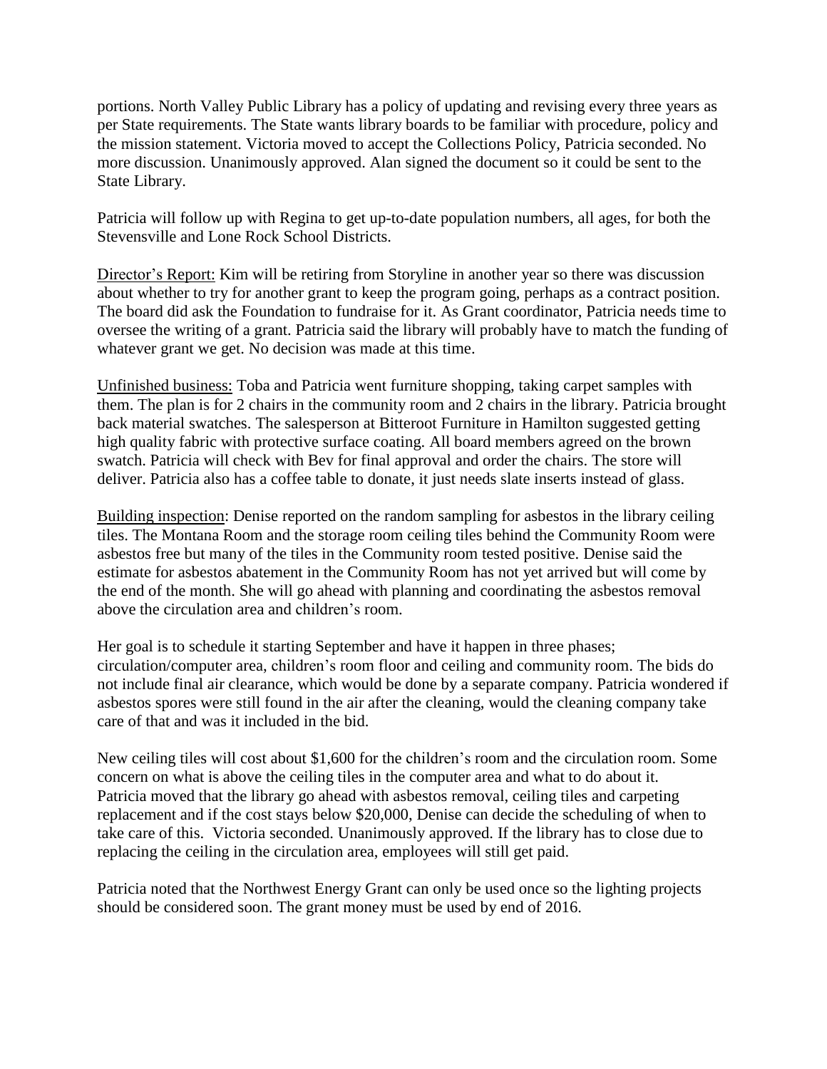portions. North Valley Public Library has a policy of updating and revising every three years as per State requirements. The State wants library boards to be familiar with procedure, policy and the mission statement. Victoria moved to accept the Collections Policy, Patricia seconded. No more discussion. Unanimously approved. Alan signed the document so it could be sent to the State Library.

Patricia will follow up with Regina to get up-to-date population numbers, all ages, for both the Stevensville and Lone Rock School Districts.

Director's Report: Kim will be retiring from Storyline in another year so there was discussion about whether to try for another grant to keep the program going, perhaps as a contract position. The board did ask the Foundation to fundraise for it. As Grant coordinator, Patricia needs time to oversee the writing of a grant. Patricia said the library will probably have to match the funding of whatever grant we get. No decision was made at this time.

Unfinished business: Toba and Patricia went furniture shopping, taking carpet samples with them. The plan is for 2 chairs in the community room and 2 chairs in the library. Patricia brought back material swatches. The salesperson at Bitteroot Furniture in Hamilton suggested getting high quality fabric with protective surface coating. All board members agreed on the brown swatch. Patricia will check with Bev for final approval and order the chairs. The store will deliver. Patricia also has a coffee table to donate, it just needs slate inserts instead of glass.

Building inspection: Denise reported on the random sampling for asbestos in the library ceiling tiles. The Montana Room and the storage room ceiling tiles behind the Community Room were asbestos free but many of the tiles in the Community room tested positive. Denise said the estimate for asbestos abatement in the Community Room has not yet arrived but will come by the end of the month. She will go ahead with planning and coordinating the asbestos removal above the circulation area and children's room.

Her goal is to schedule it starting September and have it happen in three phases; circulation/computer area, children's room floor and ceiling and community room. The bids do not include final air clearance, which would be done by a separate company. Patricia wondered if asbestos spores were still found in the air after the cleaning, would the cleaning company take care of that and was it included in the bid.

New ceiling tiles will cost about $1,600 for the children's room and the circulation room. Some concern on what is above the ceiling tiles in the computer area and what to do about it. Patricia moved that the library go ahead with asbestos removal, ceiling tiles and carpeting replacement and if the cost stays below $20,000, Denise can decide the scheduling of when to take care of this. Victoria seconded. Unanimously approved. If the library has to close due to replacing the ceiling in the circulation area, employees will still get paid.

Patricia noted that the Northwest Energy Grant can only be used once so the lighting projects should be considered soon. The grant money must be used by end of 2016.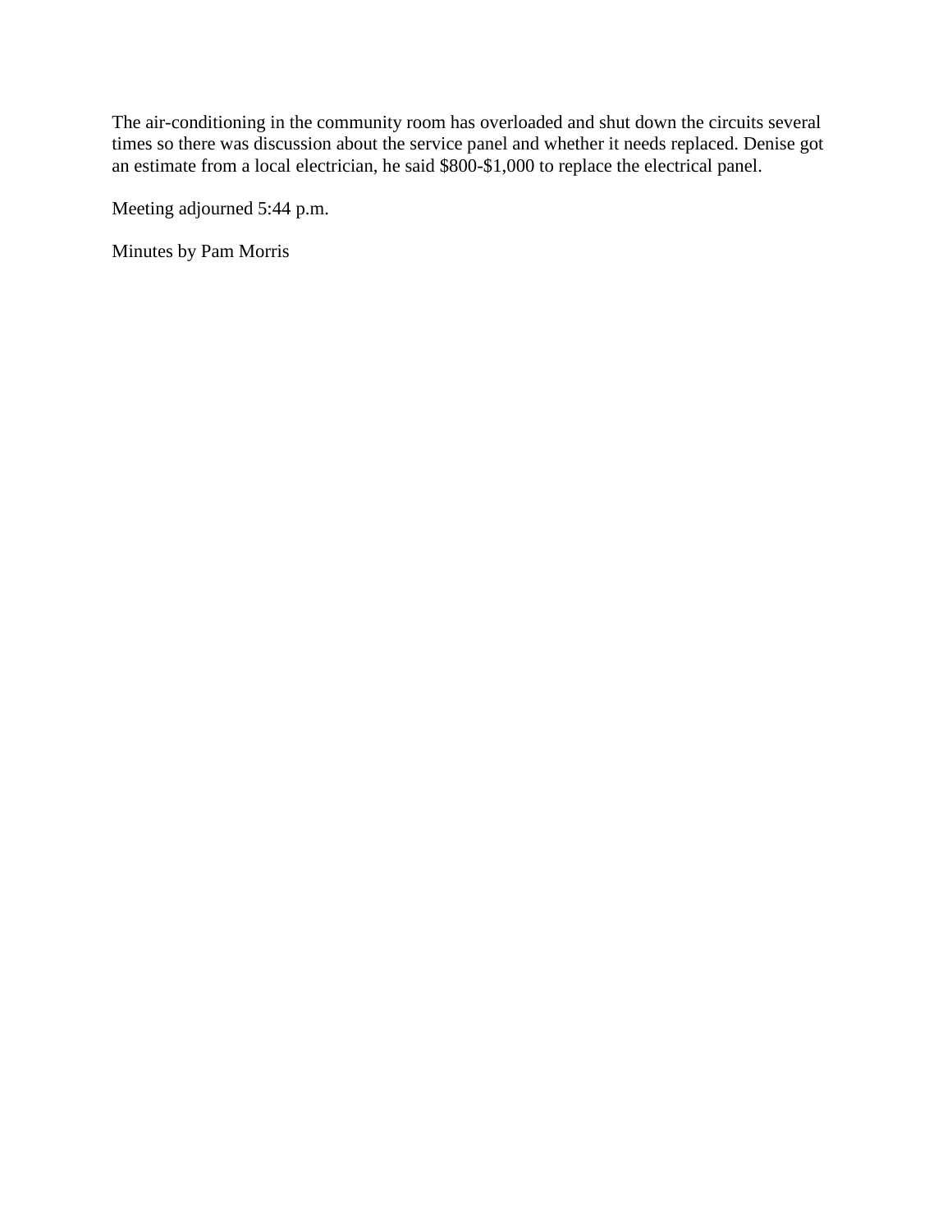The air-conditioning in the community room has overloaded and shut down the circuits several times so there was discussion about the service panel and whether it needs replaced. Denise got an estimate from a local electrician, he said $800-$1,000 to replace the electrical panel.

Meeting adjourned 5:44 p.m.

Minutes by Pam Morris